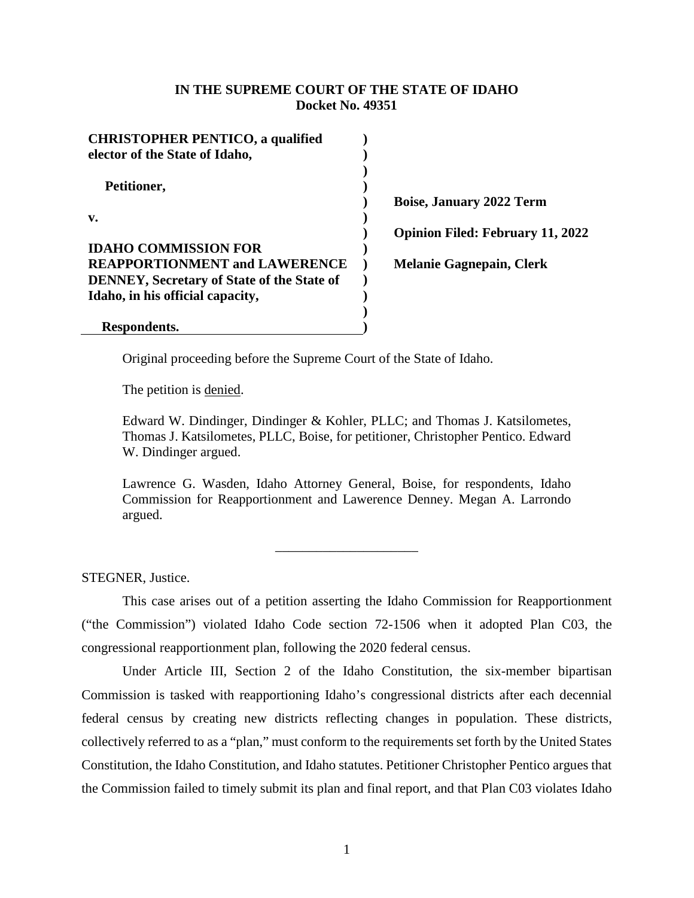**IN THE SUPREME COURT OF THE STATE OF IDAHO**
**Docket No. 49351**

| | |
|---|---|
| **CHRISTOPHER PENTICO, a qualified elector of the State of Idaho,** | |
| **Petitioner,** | **Boise, January 2022 Term** |
| **v.** | **Opinion Filed: February 11, 2022** |
| **IDAHO COMMISSION FOR REAPPORTIONMENT and LAWERENCE DENNEY, Secretary of State of the State of Idaho, in his official capacity,** | **Melanie Gagnepain, Clerk** |
| **Respondents.** | |

Original proceeding before the Supreme Court of the State of Idaho.

The petition is denied.

Edward W. Dindinger, Dindinger & Kohler, PLLC; and Thomas J. Katsilometes, Thomas J. Katsilometes, PLLC, Boise, for petitioner, Christopher Pentico. Edward W. Dindinger argued.

Lawrence G. Wasden, Idaho Attorney General, Boise, for respondents, Idaho Commission for Reapportionment and Lawerence Denney. Megan A. Larrondo argued.

---

STEGNER, Justice.

This case arises out of a petition asserting the Idaho Commission for Reapportionment ("the Commission") violated Idaho Code section 72-1506 when it adopted Plan C03, the congressional reapportionment plan, following the 2020 federal census.

Under Article III, Section 2 of the Idaho Constitution, the six-member bipartisan Commission is tasked with reapportioning Idaho's congressional districts after each decennial federal census by creating new districts reflecting changes in population. These districts, collectively referred to as a "plan," must conform to the requirements set forth by the United States Constitution, the Idaho Constitution, and Idaho statutes. Petitioner Christopher Pentico argues that the Commission failed to timely submit its plan and final report, and that Plan C03 violates Idaho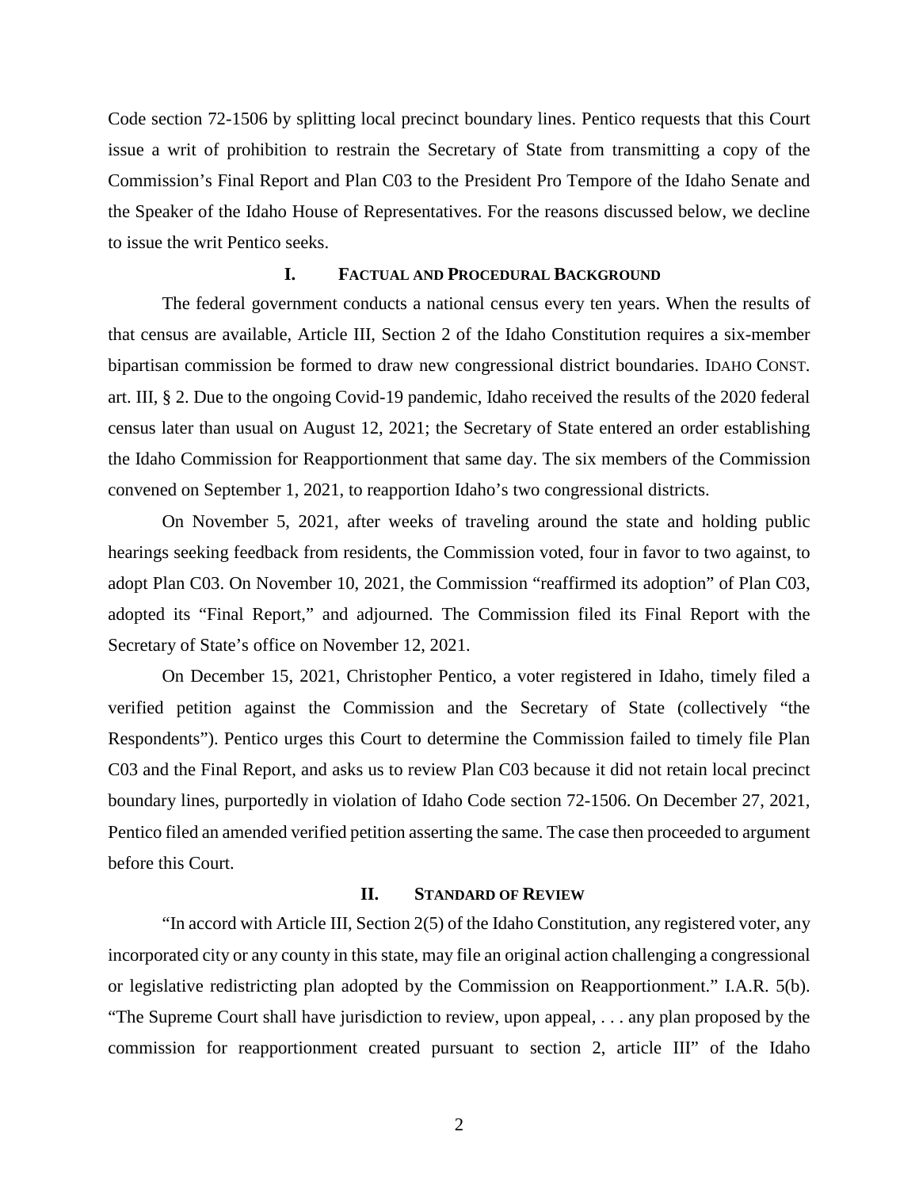Code section 72-1506 by splitting local precinct boundary lines. Pentico requests that this Court issue a writ of prohibition to restrain the Secretary of State from transmitting a copy of the Commission's Final Report and Plan C03 to the President Pro Tempore of the Idaho Senate and the Speaker of the Idaho House of Representatives. For the reasons discussed below, we decline to issue the writ Pentico seeks.

## I. FACTUAL AND PROCEDURAL BACKGROUND

The federal government conducts a national census every ten years. When the results of that census are available, Article III, Section 2 of the Idaho Constitution requires a six-member bipartisan commission be formed to draw new congressional district boundaries. IDAHO CONST. art. III, § 2. Due to the ongoing Covid-19 pandemic, Idaho received the results of the 2020 federal census later than usual on August 12, 2021; the Secretary of State entered an order establishing the Idaho Commission for Reapportionment that same day. The six members of the Commission convened on September 1, 2021, to reapportion Idaho's two congressional districts.

On November 5, 2021, after weeks of traveling around the state and holding public hearings seeking feedback from residents, the Commission voted, four in favor to two against, to adopt Plan C03. On November 10, 2021, the Commission "reaffirmed its adoption" of Plan C03, adopted its "Final Report," and adjourned. The Commission filed its Final Report with the Secretary of State's office on November 12, 2021.

On December 15, 2021, Christopher Pentico, a voter registered in Idaho, timely filed a verified petition against the Commission and the Secretary of State (collectively "the Respondents"). Pentico urges this Court to determine the Commission failed to timely file Plan C03 and the Final Report, and asks us to review Plan C03 because it did not retain local precinct boundary lines, purportedly in violation of Idaho Code section 72-1506. On December 27, 2021, Pentico filed an amended verified petition asserting the same. The case then proceeded to argument before this Court.

## II. STANDARD OF REVIEW

"In accord with Article III, Section 2(5) of the Idaho Constitution, any registered voter, any incorporated city or any county in this state, may file an original action challenging a congressional or legislative redistricting plan adopted by the Commission on Reapportionment." I.A.R. 5(b). "The Supreme Court shall have jurisdiction to review, upon appeal, . . . any plan proposed by the commission for reapportionment created pursuant to section 2, article III" of the Idaho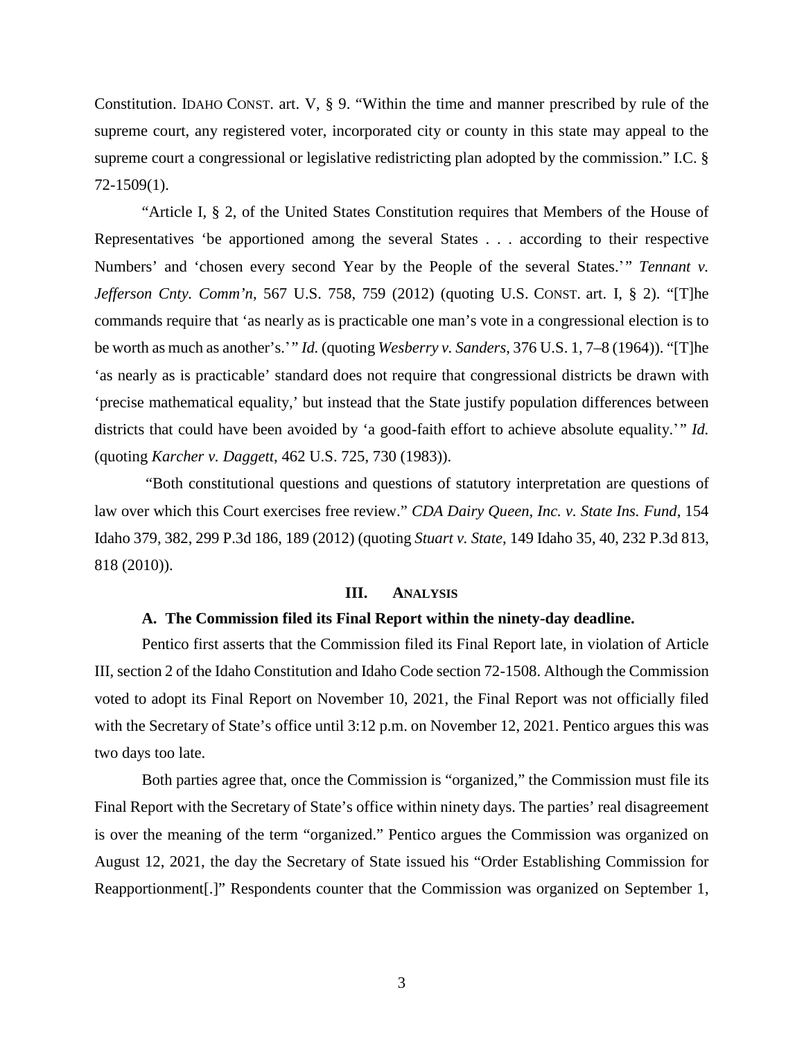Constitution. IDAHO CONST. art. V, § 9. "Within the time and manner prescribed by rule of the supreme court, any registered voter, incorporated city or county in this state may appeal to the supreme court a congressional or legislative redistricting plan adopted by the commission." I.C. § 72-1509(1).

"Article I, § 2, of the United States Constitution requires that Members of the House of Representatives 'be apportioned among the several States . . . according to their respective Numbers' and 'chosen every second Year by the People of the several States.'" *Tennant v. Jefferson Cnty. Comm'n*, 567 U.S. 758, 759 (2012) (quoting U.S. CONST. art. I, § 2). "[T]he commands require that 'as nearly as is practicable one man's vote in a congressional election is to be worth as much as another's.'" *Id.* (quoting *Wesberry v. Sanders*, 376 U.S. 1, 7–8 (1964)). "[T]he 'as nearly as is practicable' standard does not require that congressional districts be drawn with 'precise mathematical equality,' but instead that the State justify population differences between districts that could have been avoided by 'a good-faith effort to achieve absolute equality.'" *Id.* (quoting *Karcher v. Daggett*, 462 U.S. 725, 730 (1983)).

"Both constitutional questions and questions of statutory interpretation are questions of law over which this Court exercises free review." *CDA Dairy Queen, Inc. v. State Ins. Fund*, 154 Idaho 379, 382, 299 P.3d 186, 189 (2012) (quoting *Stuart v. State*, 149 Idaho 35, 40, 232 P.3d 813, 818 (2010)).

## III. ANALYSIS

### A. The Commission filed its Final Report within the ninety-day deadline.

Pentico first asserts that the Commission filed its Final Report late, in violation of Article III, section 2 of the Idaho Constitution and Idaho Code section 72-1508. Although the Commission voted to adopt its Final Report on November 10, 2021, the Final Report was not officially filed with the Secretary of State's office until 3:12 p.m. on November 12, 2021. Pentico argues this was two days too late.

Both parties agree that, once the Commission is "organized," the Commission must file its Final Report with the Secretary of State's office within ninety days. The parties' real disagreement is over the meaning of the term "organized." Pentico argues the Commission was organized on August 12, 2021, the day the Secretary of State issued his "Order Establishing Commission for Reapportionment[.]" Respondents counter that the Commission was organized on September 1,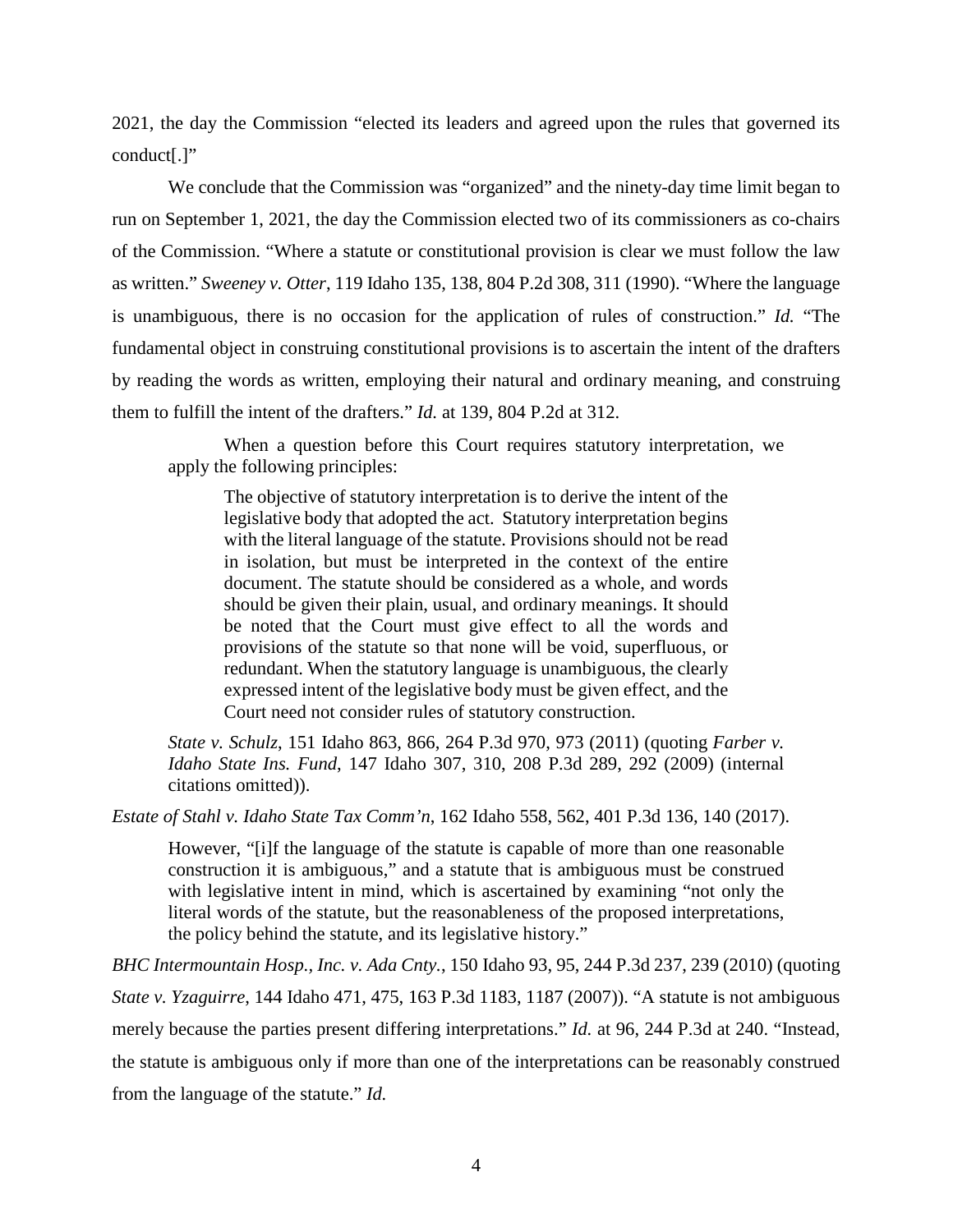2021, the day the Commission "elected its leaders and agreed upon the rules that governed its conduct[.]"

We conclude that the Commission was "organized" and the ninety-day time limit began to run on September 1, 2021, the day the Commission elected two of its commissioners as co-chairs of the Commission. "Where a statute or constitutional provision is clear we must follow the law as written." *Sweeney v. Otter*, 119 Idaho 135, 138, 804 P.2d 308, 311 (1990). "Where the language is unambiguous, there is no occasion for the application of rules of construction." *Id.* "The fundamental object in construing constitutional provisions is to ascertain the intent of the drafters by reading the words as written, employing their natural and ordinary meaning, and construing them to fulfill the intent of the drafters." *Id.* at 139, 804 P.2d at 312.

> When a question before this Court requires statutory interpretation, we apply the following principles:
>
> > The objective of statutory interpretation is to derive the intent of the legislative body that adopted the act. Statutory interpretation begins with the literal language of the statute. Provisions should not be read in isolation, but must be interpreted in the context of the entire document. The statute should be considered as a whole, and words should be given their plain, usual, and ordinary meanings. It should be noted that the Court must give effect to all the words and provisions of the statute so that none will be void, superfluous, or redundant. When the statutory language is unambiguous, the clearly expressed intent of the legislative body must be given effect, and the Court need not consider rules of statutory construction.
>
> *State v. Schulz*, 151 Idaho 863, 866, 264 P.3d 970, 973 (2011) (quoting *Farber v. Idaho State Ins. Fund*, 147 Idaho 307, 310, 208 P.3d 289, 292 (2009) (internal citations omitted)).

*Estate of Stahl v. Idaho State Tax Comm'n*, 162 Idaho 558, 562, 401 P.3d 136, 140 (2017).

> However, "[i]f the language of the statute is capable of more than one reasonable construction it is ambiguous," and a statute that is ambiguous must be construed with legislative intent in mind, which is ascertained by examining "not only the literal words of the statute, but the reasonableness of the proposed interpretations, the policy behind the statute, and its legislative history."

*BHC Intermountain Hosp., Inc. v. Ada Cnty.*, 150 Idaho 93, 95, 244 P.3d 237, 239 (2010) (quoting *State v. Yzaguirre*, 144 Idaho 471, 475, 163 P.3d 1183, 1187 (2007)). "A statute is not ambiguous merely because the parties present differing interpretations." *Id.* at 96, 244 P.3d at 240. "Instead, the statute is ambiguous only if more than one of the interpretations can be reasonably construed from the language of the statute." *Id.*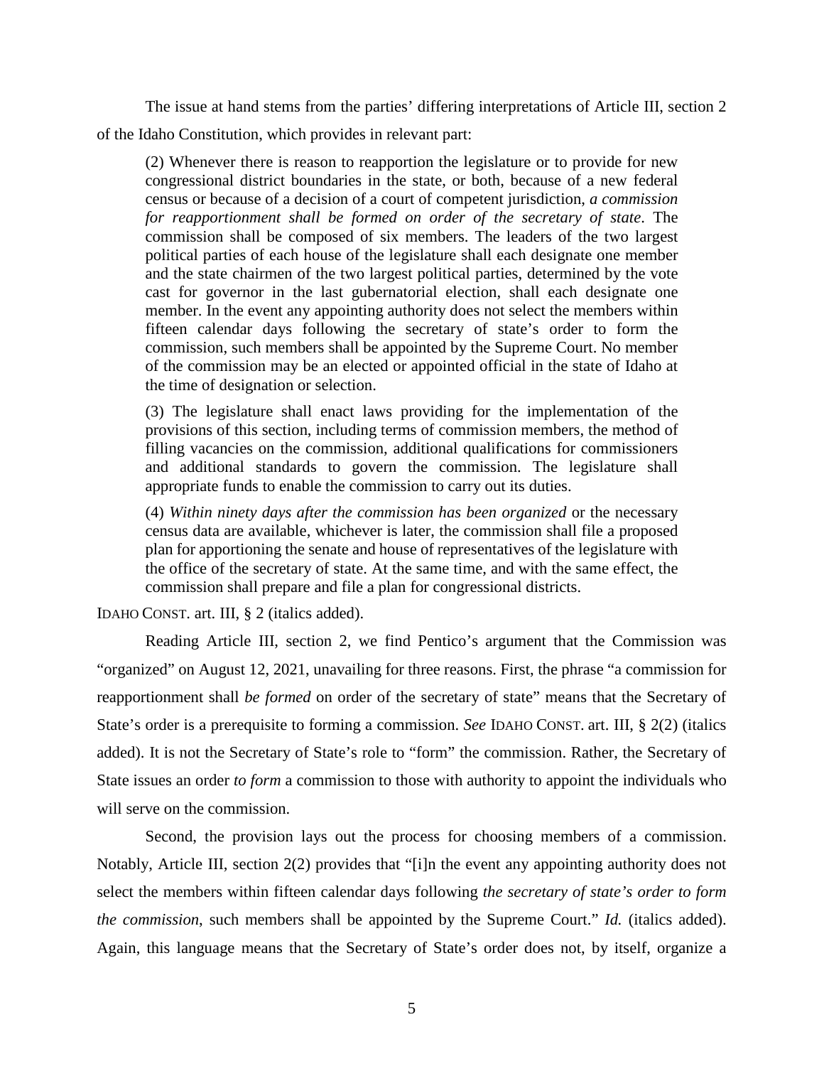The issue at hand stems from the parties' differing interpretations of Article III, section 2 of the Idaho Constitution, which provides in relevant part:

> (2) Whenever there is reason to reapportion the legislature or to provide for new congressional district boundaries in the state, or both, because of a new federal census or because of a decision of a court of competent jurisdiction, *a commission for reapportionment shall be formed on order of the secretary of state*. The commission shall be composed of six members. The leaders of the two largest political parties of each house of the legislature shall each designate one member and the state chairmen of the two largest political parties, determined by the vote cast for governor in the last gubernatorial election, shall each designate one member. In the event any appointing authority does not select the members within fifteen calendar days following the secretary of state's order to form the commission, such members shall be appointed by the Supreme Court. No member of the commission may be an elected or appointed official in the state of Idaho at the time of designation or selection.
>
> (3) The legislature shall enact laws providing for the implementation of the provisions of this section, including terms of commission members, the method of filling vacancies on the commission, additional qualifications for commissioners and additional standards to govern the commission. The legislature shall appropriate funds to enable the commission to carry out its duties.
>
> (4) *Within ninety days after the commission has been organized* or the necessary census data are available, whichever is later, the commission shall file a proposed plan for apportioning the senate and house of representatives of the legislature with the office of the secretary of state. At the same time, and with the same effect, the commission shall prepare and file a plan for congressional districts.

IDAHO CONST. art. III, § 2 (italics added).

Reading Article III, section 2, we find Pentico's argument that the Commission was "organized" on August 12, 2021, unavailing for three reasons. First, the phrase "a commission for reapportionment shall *be formed* on order of the secretary of state" means that the Secretary of State's order is a prerequisite to forming a commission. *See* IDAHO CONST. art. III, § 2(2) (italics added). It is not the Secretary of State's role to "form" the commission. Rather, the Secretary of State issues an order *to form* a commission to those with authority to appoint the individuals who will serve on the commission.

Second, the provision lays out the process for choosing members of a commission. Notably, Article III, section 2(2) provides that "[i]n the event any appointing authority does not select the members within fifteen calendar days following *the secretary of state's order to form the commission*, such members shall be appointed by the Supreme Court." *Id.* (italics added). Again, this language means that the Secretary of State's order does not, by itself, organize a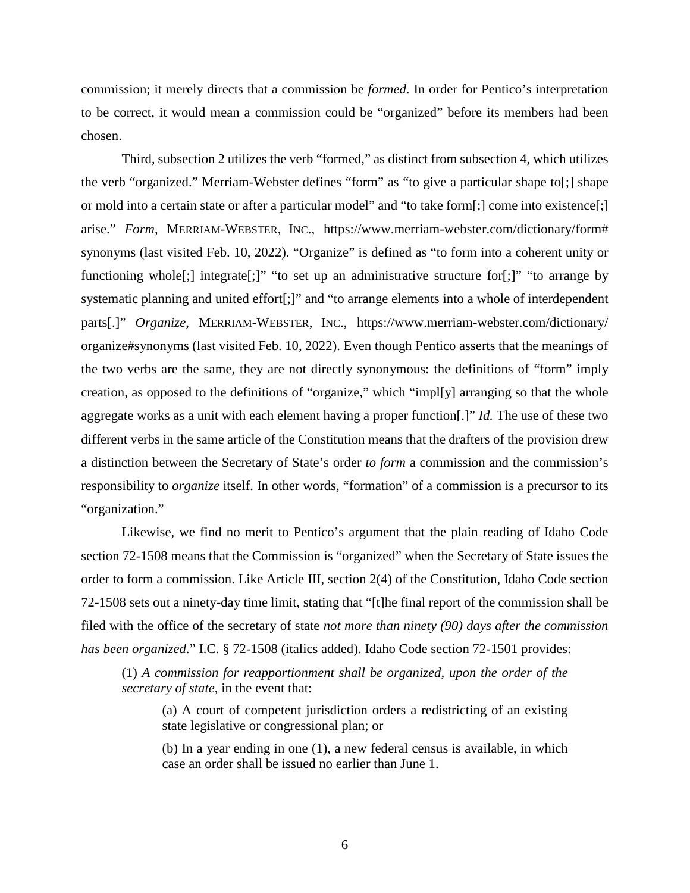commission; it merely directs that a commission be *formed*. In order for Pentico's interpretation to be correct, it would mean a commission could be "organized" before its members had been chosen.

Third, subsection 2 utilizes the verb "formed," as distinct from subsection 4, which utilizes the verb "organized." Merriam-Webster defines "form" as "to give a particular shape to[;] shape or mold into a certain state or after a particular model" and "to take form[;] come into existence[;] arise." *Form*, MERRIAM-WEBSTER, INC., https://www.merriam-webster.com/dictionary/form#synonyms (last visited Feb. 10, 2022). "Organize" is defined as "to form into a coherent unity or functioning whole[;] integrate[;]" "to set up an administrative structure for[;]" "to arrange by systematic planning and united effort[;]" and "to arrange elements into a whole of interdependent parts[.]" *Organize*, MERRIAM-WEBSTER, INC., https://www.merriam-webster.com/dictionary/organize#synonyms (last visited Feb. 10, 2022). Even though Pentico asserts that the meanings of the two verbs are the same, they are not directly synonymous: the definitions of "form" imply creation, as opposed to the definitions of "organize," which "impl[y] arranging so that the whole aggregate works as a unit with each element having a proper function[.]" *Id.* The use of these two different verbs in the same article of the Constitution means that the drafters of the provision drew a distinction between the Secretary of State's order *to form* a commission and the commission's responsibility to *organize* itself. In other words, "formation" of a commission is a precursor to its "organization."

Likewise, we find no merit to Pentico's argument that the plain reading of Idaho Code section 72-1508 means that the Commission is "organized" when the Secretary of State issues the order to form a commission. Like Article III, section 2(4) of the Constitution, Idaho Code section 72-1508 sets out a ninety-day time limit, stating that "[t]he final report of the commission shall be filed with the office of the secretary of state *not more than ninety (90) days after the commission has been organized*." I.C. § 72-1508 (italics added). Idaho Code section 72-1501 provides:

> (1) *A commission for reapportionment shall be organized, upon the order of the secretary of state*, in the event that:
>
> > (a) A court of competent jurisdiction orders a redistricting of an existing state legislative or congressional plan; or
> >
> > (b) In a year ending in one (1), a new federal census is available, in which case an order shall be issued no earlier than June 1.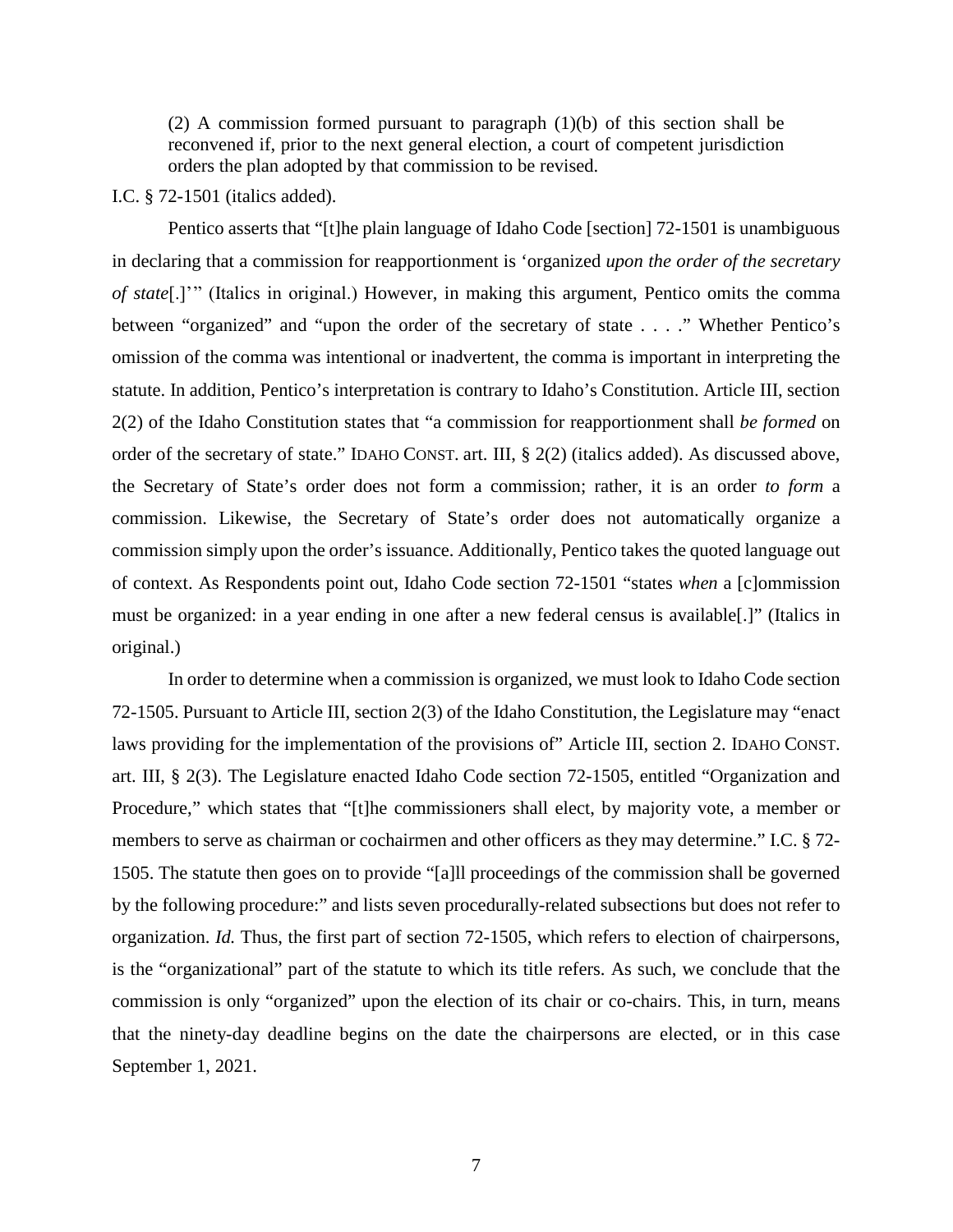> (2) A commission formed pursuant to paragraph (1)(b) of this section shall be reconvened if, prior to the next general election, a court of competent jurisdiction orders the plan adopted by that commission to be revised.

I.C. § 72-1501 (italics added).

Pentico asserts that "[t]he plain language of Idaho Code [section] 72-1501 is unambiguous in declaring that a commission for reapportionment is 'organized *upon the order of the secretary of state*[.]'" (Italics in original.) However, in making this argument, Pentico omits the comma between "organized" and "upon the order of the secretary of state . . . ." Whether Pentico's omission of the comma was intentional or inadvertent, the comma is important in interpreting the statute. In addition, Pentico's interpretation is contrary to Idaho's Constitution. Article III, section 2(2) of the Idaho Constitution states that "a commission for reapportionment shall *be formed* on order of the secretary of state." IDAHO CONST. art. III, § 2(2) (italics added). As discussed above, the Secretary of State's order does not form a commission; rather, it is an order *to form* a commission. Likewise, the Secretary of State's order does not automatically organize a commission simply upon the order's issuance. Additionally, Pentico takes the quoted language out of context. As Respondents point out, Idaho Code section 72-1501 "states *when* a [c]ommission must be organized: in a year ending in one after a new federal census is available[.]" (Italics in original.)

In order to determine when a commission is organized, we must look to Idaho Code section 72-1505. Pursuant to Article III, section 2(3) of the Idaho Constitution, the Legislature may "enact laws providing for the implementation of the provisions of" Article III, section 2. IDAHO CONST. art. III, § 2(3). The Legislature enacted Idaho Code section 72-1505, entitled "Organization and Procedure," which states that "[t]he commissioners shall elect, by majority vote, a member or members to serve as chairman or cochairmen and other officers as they may determine." I.C. § 72-1505. The statute then goes on to provide "[a]ll proceedings of the commission shall be governed by the following procedure:" and lists seven procedurally-related subsections but does not refer to organization. *Id.* Thus, the first part of section 72-1505, which refers to election of chairpersons, is the "organizational" part of the statute to which its title refers. As such, we conclude that the commission is only "organized" upon the election of its chair or co-chairs. This, in turn, means that the ninety-day deadline begins on the date the chairpersons are elected, or in this case September 1, 2021.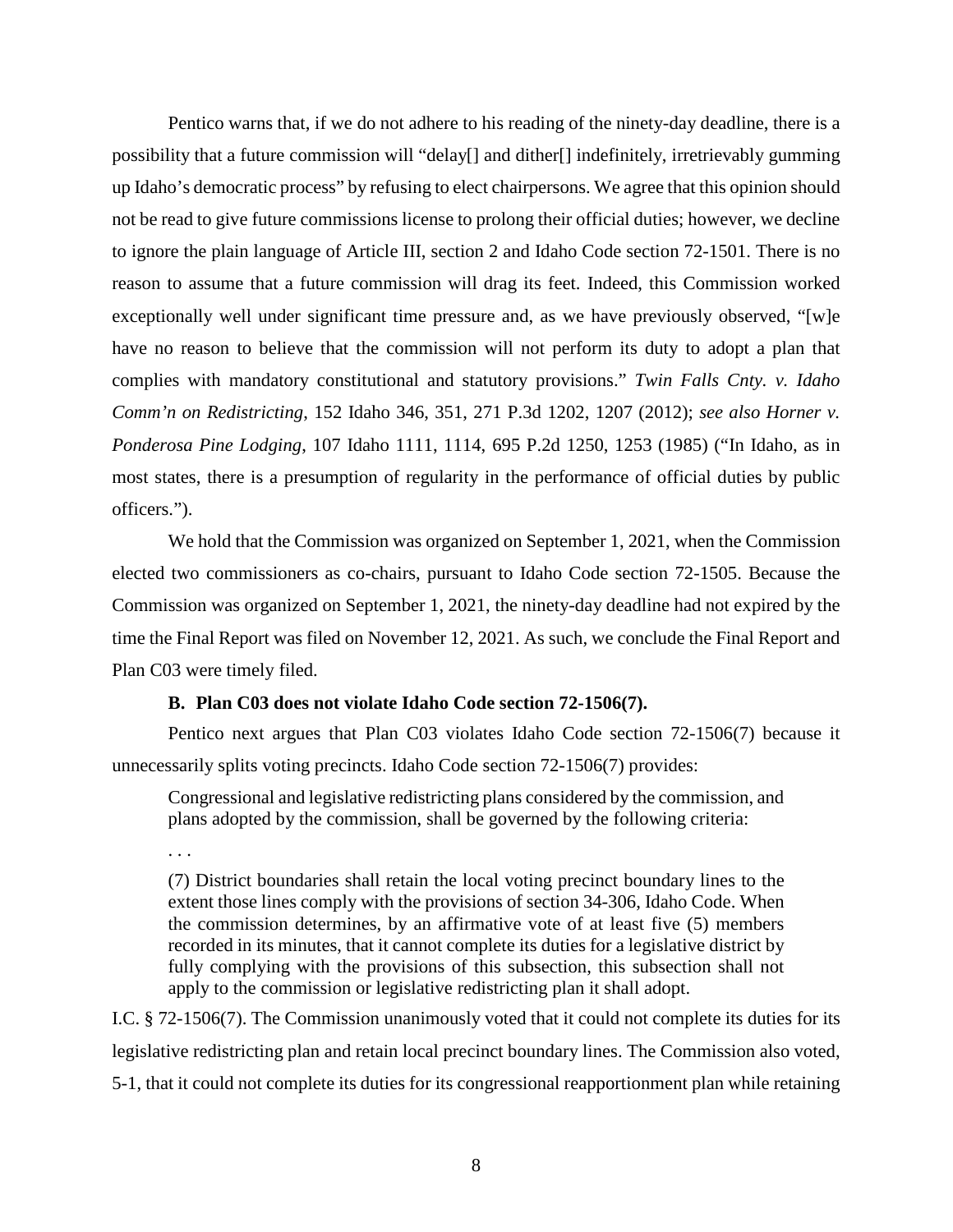Pentico warns that, if we do not adhere to his reading of the ninety-day deadline, there is a possibility that a future commission will "delay[] and dither[] indefinitely, irretrievably gumming up Idaho's democratic process" by refusing to elect chairpersons. We agree that this opinion should not be read to give future commissions license to prolong their official duties; however, we decline to ignore the plain language of Article III, section 2 and Idaho Code section 72-1501. There is no reason to assume that a future commission will drag its feet. Indeed, this Commission worked exceptionally well under significant time pressure and, as we have previously observed, "[w]e have no reason to believe that the commission will not perform its duty to adopt a plan that complies with mandatory constitutional and statutory provisions." *Twin Falls Cnty. v. Idaho Comm'n on Redistricting*, 152 Idaho 346, 351, 271 P.3d 1202, 1207 (2012); *see also Horner v. Ponderosa Pine Lodging*, 107 Idaho 1111, 1114, 695 P.2d 1250, 1253 (1985) ("In Idaho, as in most states, there is a presumption of regularity in the performance of official duties by public officers.").

We hold that the Commission was organized on September 1, 2021, when the Commission elected two commissioners as co-chairs, pursuant to Idaho Code section 72-1505. Because the Commission was organized on September 1, 2021, the ninety-day deadline had not expired by the time the Final Report was filed on November 12, 2021. As such, we conclude the Final Report and Plan C03 were timely filed.

### B. Plan C03 does not violate Idaho Code section 72-1506(7).

Pentico next argues that Plan C03 violates Idaho Code section 72-1506(7) because it unnecessarily splits voting precincts. Idaho Code section 72-1506(7) provides:

> Congressional and legislative redistricting plans considered by the commission, and plans adopted by the commission, shall be governed by the following criteria:
>
> . . .
>
> (7) District boundaries shall retain the local voting precinct boundary lines to the extent those lines comply with the provisions of section 34-306, Idaho Code. When the commission determines, by an affirmative vote of at least five (5) members recorded in its minutes, that it cannot complete its duties for a legislative district by fully complying with the provisions of this subsection, this subsection shall not apply to the commission or legislative redistricting plan it shall adopt.

I.C. § 72-1506(7). The Commission unanimously voted that it could not complete its duties for its legislative redistricting plan and retain local precinct boundary lines. The Commission also voted, 5-1, that it could not complete its duties for its congressional reapportionment plan while retaining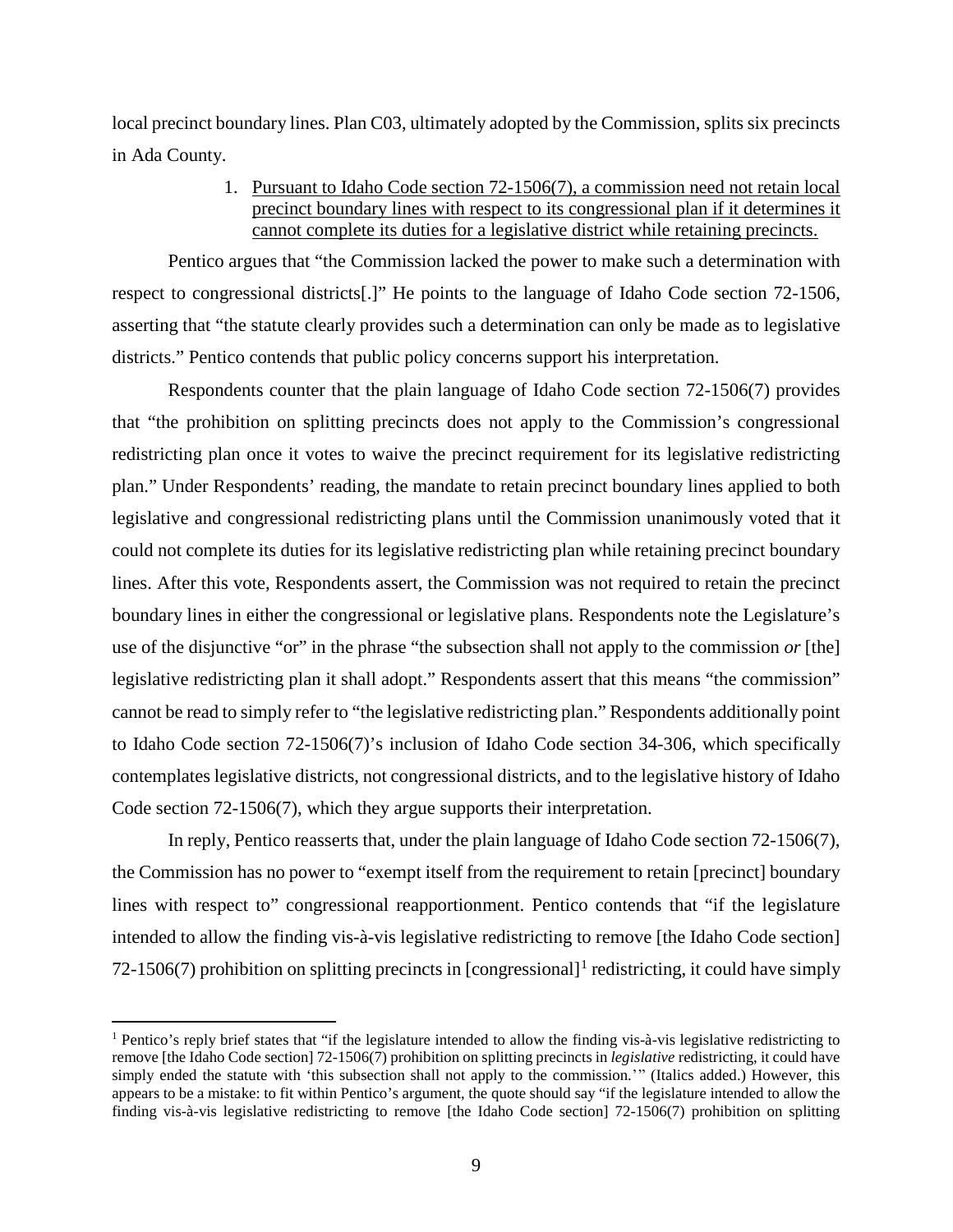local precinct boundary lines. Plan C03, ultimately adopted by the Commission, splits six precincts in Ada County.

1. <u>Pursuant to Idaho Code section 72-1506(7), a commission need not retain local precinct boundary lines with respect to its congressional plan if it determines it cannot complete its duties for a legislative district while retaining precincts.</u>

Pentico argues that "the Commission lacked the power to make such a determination with respect to congressional districts[.]" He points to the language of Idaho Code section 72-1506, asserting that "the statute clearly provides such a determination can only be made as to legislative districts." Pentico contends that public policy concerns support his interpretation.

Respondents counter that the plain language of Idaho Code section 72-1506(7) provides that "the prohibition on splitting precincts does not apply to the Commission's congressional redistricting plan once it votes to waive the precinct requirement for its legislative redistricting plan." Under Respondents' reading, the mandate to retain precinct boundary lines applied to both legislative and congressional redistricting plans until the Commission unanimously voted that it could not complete its duties for its legislative redistricting plan while retaining precinct boundary lines. After this vote, Respondents assert, the Commission was not required to retain the precinct boundary lines in either the congressional or legislative plans. Respondents note the Legislature's use of the disjunctive "or" in the phrase "the subsection shall not apply to the commission *or* [the] legislative redistricting plan it shall adopt." Respondents assert that this means "the commission" cannot be read to simply refer to "the legislative redistricting plan." Respondents additionally point to Idaho Code section 72-1506(7)'s inclusion of Idaho Code section 34-306, which specifically contemplates legislative districts, not congressional districts, and to the legislative history of Idaho Code section 72-1506(7), which they argue supports their interpretation.

In reply, Pentico reasserts that, under the plain language of Idaho Code section 72-1506(7), the Commission has no power to "exempt itself from the requirement to retain [precinct] boundary lines with respect to" congressional reapportionment. Pentico contends that "if the legislature intended to allow the finding vis-à-vis legislative redistricting to remove [the Idaho Code section] 72-1506(7) prohibition on splitting precincts in [congressional][1] redistricting, it could have simply

---

[1] Pentico's reply brief states that "if the legislature intended to allow the finding vis-à-vis legislative redistricting to remove [the Idaho Code section] 72-1506(7) prohibition on splitting precincts in *legislative* redistricting, it could have simply ended the statute with 'this subsection shall not apply to the commission.'" (Italics added.) However, this appears to be a mistake: to fit within Pentico's argument, the quote should say "if the legislature intended to allow the finding vis-à-vis legislative redistricting to remove [the Idaho Code section] 72-1506(7) prohibition on splitting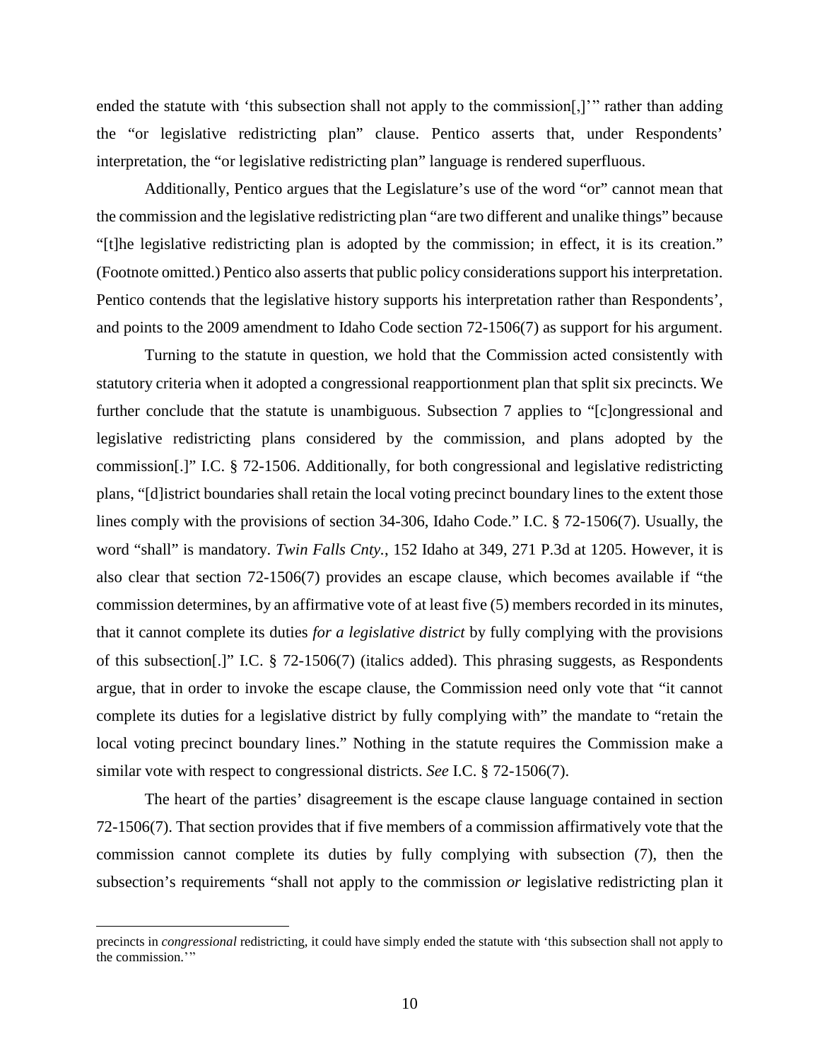ended the statute with 'this subsection shall not apply to the commission[,]'" rather than adding the "or legislative redistricting plan" clause. Pentico asserts that, under Respondents' interpretation, the "or legislative redistricting plan" language is rendered superfluous.

Additionally, Pentico argues that the Legislature's use of the word "or" cannot mean that the commission and the legislative redistricting plan "are two different and unalike things" because "[t]he legislative redistricting plan is adopted by the commission; in effect, it is its creation." (Footnote omitted.) Pentico also asserts that public policy considerations support his interpretation. Pentico contends that the legislative history supports his interpretation rather than Respondents', and points to the 2009 amendment to Idaho Code section 72-1506(7) as support for his argument.

Turning to the statute in question, we hold that the Commission acted consistently with statutory criteria when it adopted a congressional reapportionment plan that split six precincts. We further conclude that the statute is unambiguous. Subsection 7 applies to "[c]ongressional and legislative redistricting plans considered by the commission, and plans adopted by the commission[.]" I.C. § 72-1506. Additionally, for both congressional and legislative redistricting plans, "[d]istrict boundaries shall retain the local voting precinct boundary lines to the extent those lines comply with the provisions of section 34-306, Idaho Code." I.C. § 72-1506(7). Usually, the word "shall" is mandatory. *Twin Falls Cnty.*, 152 Idaho at 349, 271 P.3d at 1205. However, it is also clear that section 72-1506(7) provides an escape clause, which becomes available if "the commission determines, by an affirmative vote of at least five (5) members recorded in its minutes, that it cannot complete its duties *for a legislative district* by fully complying with the provisions of this subsection[.]" I.C. § 72-1506(7) (italics added). This phrasing suggests, as Respondents argue, that in order to invoke the escape clause, the Commission need only vote that "it cannot complete its duties for a legislative district by fully complying with" the mandate to "retain the local voting precinct boundary lines." Nothing in the statute requires the Commission make a similar vote with respect to congressional districts. *See* I.C. § 72-1506(7).

The heart of the parties' disagreement is the escape clause language contained in section 72-1506(7). That section provides that if five members of a commission affirmatively vote that the commission cannot complete its duties by fully complying with subsection (7), then the subsection's requirements "shall not apply to the commission *or* legislative redistricting plan it

---

precincts in *congressional* redistricting, it could have simply ended the statute with 'this subsection shall not apply to the commission.'"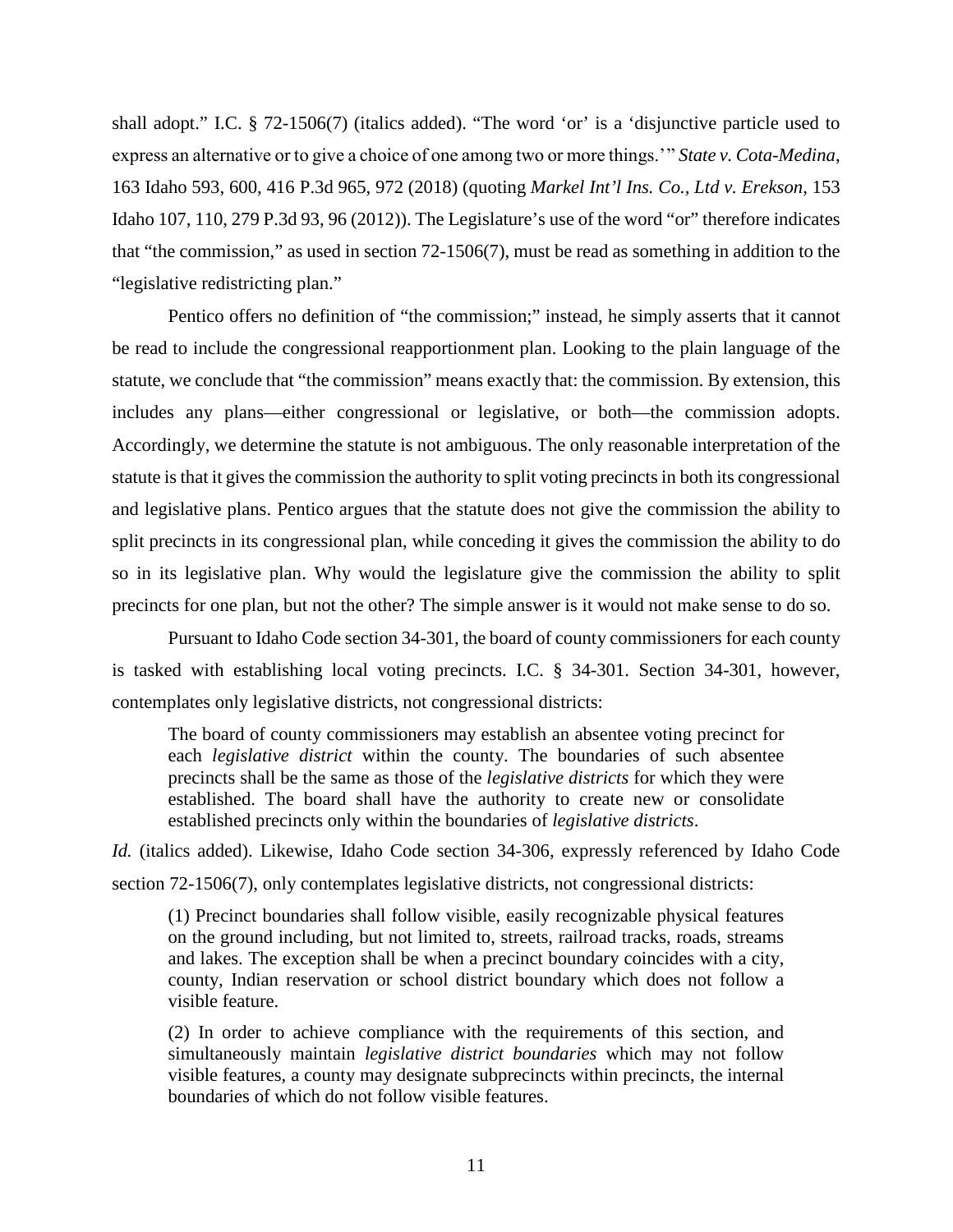shall adopt." I.C. § 72-1506(7) (italics added). "The word 'or' is a 'disjunctive particle used to express an alternative or to give a choice of one among two or more things.'" *State v. Cota-Medina*, 163 Idaho 593, 600, 416 P.3d 965, 972 (2018) (quoting *Markel Int'l Ins. Co., Ltd v. Erekson*, 153 Idaho 107, 110, 279 P.3d 93, 96 (2012)). The Legislature's use of the word "or" therefore indicates that "the commission," as used in section 72-1506(7), must be read as something in addition to the "legislative redistricting plan."

Pentico offers no definition of "the commission;" instead, he simply asserts that it cannot be read to include the congressional reapportionment plan. Looking to the plain language of the statute, we conclude that "the commission" means exactly that: the commission. By extension, this includes any plans—either congressional or legislative, or both—the commission adopts. Accordingly, we determine the statute is not ambiguous. The only reasonable interpretation of the statute is that it gives the commission the authority to split voting precincts in both its congressional and legislative plans. Pentico argues that the statute does not give the commission the ability to split precincts in its congressional plan, while conceding it gives the commission the ability to do so in its legislative plan. Why would the legislature give the commission the ability to split precincts for one plan, but not the other? The simple answer is it would not make sense to do so.

Pursuant to Idaho Code section 34-301, the board of county commissioners for each county is tasked with establishing local voting precincts. I.C. § 34-301. Section 34-301, however, contemplates only legislative districts, not congressional districts:

> The board of county commissioners may establish an absentee voting precinct for each *legislative district* within the county. The boundaries of such absentee precincts shall be the same as those of the *legislative districts* for which they were established. The board shall have the authority to create new or consolidate established precincts only within the boundaries of *legislative districts*.

*Id.* (italics added). Likewise, Idaho Code section 34-306, expressly referenced by Idaho Code section 72-1506(7), only contemplates legislative districts, not congressional districts:

> (1) Precinct boundaries shall follow visible, easily recognizable physical features on the ground including, but not limited to, streets, railroad tracks, roads, streams and lakes. The exception shall be when a precinct boundary coincides with a city, county, Indian reservation or school district boundary which does not follow a visible feature.
>
> (2) In order to achieve compliance with the requirements of this section, and simultaneously maintain *legislative district boundaries* which may not follow visible features, a county may designate subprecincts within precincts, the internal boundaries of which do not follow visible features.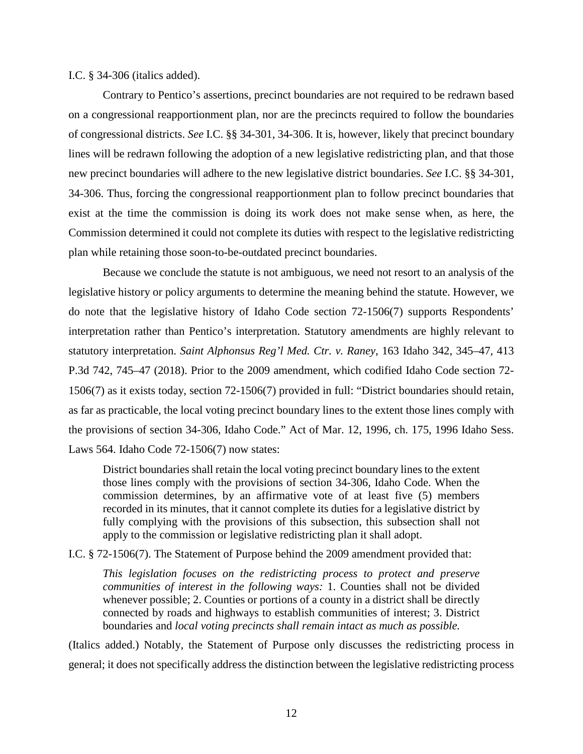I.C. § 34-306 (italics added).

Contrary to Pentico's assertions, precinct boundaries are not required to be redrawn based on a congressional reapportionment plan, nor are the precincts required to follow the boundaries of congressional districts. *See* I.C. §§ 34-301, 34-306. It is, however, likely that precinct boundary lines will be redrawn following the adoption of a new legislative redistricting plan, and that those new precinct boundaries will adhere to the new legislative district boundaries. *See* I.C. §§ 34-301, 34-306. Thus, forcing the congressional reapportionment plan to follow precinct boundaries that exist at the time the commission is doing its work does not make sense when, as here, the Commission determined it could not complete its duties with respect to the legislative redistricting plan while retaining those soon-to-be-outdated precinct boundaries.

Because we conclude the statute is not ambiguous, we need not resort to an analysis of the legislative history or policy arguments to determine the meaning behind the statute. However, we do note that the legislative history of Idaho Code section 72-1506(7) supports Respondents' interpretation rather than Pentico's interpretation. Statutory amendments are highly relevant to statutory interpretation. *Saint Alphonsus Reg'l Med. Ctr. v. Raney*, 163 Idaho 342, 345–47, 413 P.3d 742, 745–47 (2018). Prior to the 2009 amendment, which codified Idaho Code section 72-1506(7) as it exists today, section 72-1506(7) provided in full: "District boundaries should retain, as far as practicable, the local voting precinct boundary lines to the extent those lines comply with the provisions of section 34-306, Idaho Code." Act of Mar. 12, 1996, ch. 175, 1996 Idaho Sess. Laws 564. Idaho Code 72-1506(7) now states:

> District boundaries shall retain the local voting precinct boundary lines to the extent those lines comply with the provisions of section 34-306, Idaho Code. When the commission determines, by an affirmative vote of at least five (5) members recorded in its minutes, that it cannot complete its duties for a legislative district by fully complying with the provisions of this subsection, this subsection shall not apply to the commission or legislative redistricting plan it shall adopt.

I.C. § 72-1506(7). The Statement of Purpose behind the 2009 amendment provided that:

> *This legislation focuses on the redistricting process to protect and preserve communities of interest in the following ways:* 1. Counties shall not be divided whenever possible; 2. Counties or portions of a county in a district shall be directly connected by roads and highways to establish communities of interest; 3. District boundaries and *local voting precincts shall remain intact as much as possible.*

(Italics added.) Notably, the Statement of Purpose only discusses the redistricting process in general; it does not specifically address the distinction between the legislative redistricting process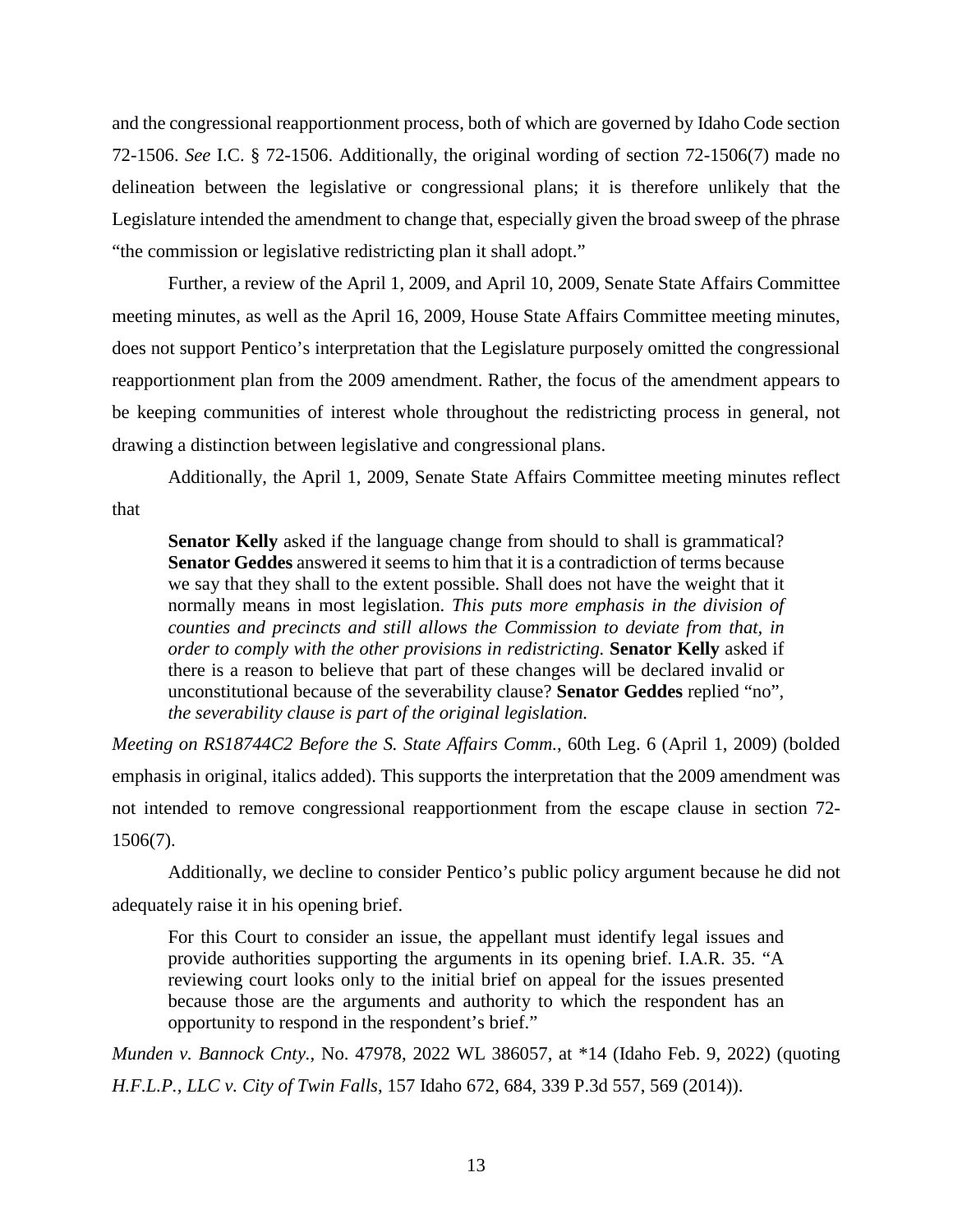and the congressional reapportionment process, both of which are governed by Idaho Code section 72-1506. *See* I.C. § 72-1506. Additionally, the original wording of section 72-1506(7) made no delineation between the legislative or congressional plans; it is therefore unlikely that the Legislature intended the amendment to change that, especially given the broad sweep of the phrase "the commission or legislative redistricting plan it shall adopt."

Further, a review of the April 1, 2009, and April 10, 2009, Senate State Affairs Committee meeting minutes, as well as the April 16, 2009, House State Affairs Committee meeting minutes, does not support Pentico's interpretation that the Legislature purposely omitted the congressional reapportionment plan from the 2009 amendment. Rather, the focus of the amendment appears to be keeping communities of interest whole throughout the redistricting process in general, not drawing a distinction between legislative and congressional plans.

Additionally, the April 1, 2009, Senate State Affairs Committee meeting minutes reflect that

> **Senator Kelly** asked if the language change from should to shall is grammatical? **Senator Geddes** answered it seems to him that it is a contradiction of terms because we say that they shall to the extent possible. Shall does not have the weight that it normally means in most legislation. *This puts more emphasis in the division of counties and precincts and still allows the Commission to deviate from that, in order to comply with the other provisions in redistricting.* **Senator Kelly** asked if there is a reason to believe that part of these changes will be declared invalid or unconstitutional because of the severability clause? **Senator Geddes** replied "no", *the severability clause is part of the original legislation.*

*Meeting on RS18744C2 Before the S. State Affairs Comm.*, 60th Leg. 6 (April 1, 2009) (bolded emphasis in original, italics added). This supports the interpretation that the 2009 amendment was not intended to remove congressional reapportionment from the escape clause in section 72-1506(7).

Additionally, we decline to consider Pentico's public policy argument because he did not adequately raise it in his opening brief.

> For this Court to consider an issue, the appellant must identify legal issues and provide authorities supporting the arguments in its opening brief. I.A.R. 35. "A reviewing court looks only to the initial brief on appeal for the issues presented because those are the arguments and authority to which the respondent has an opportunity to respond in the respondent's brief."

*Munden v. Bannock Cnty.*, No. 47978, 2022 WL 386057, at *14 (Idaho Feb. 9, 2022) (quoting *H.F.L.P., LLC v. City of Twin Falls*, 157 Idaho 672, 684, 339 P.3d 557, 569 (2014)).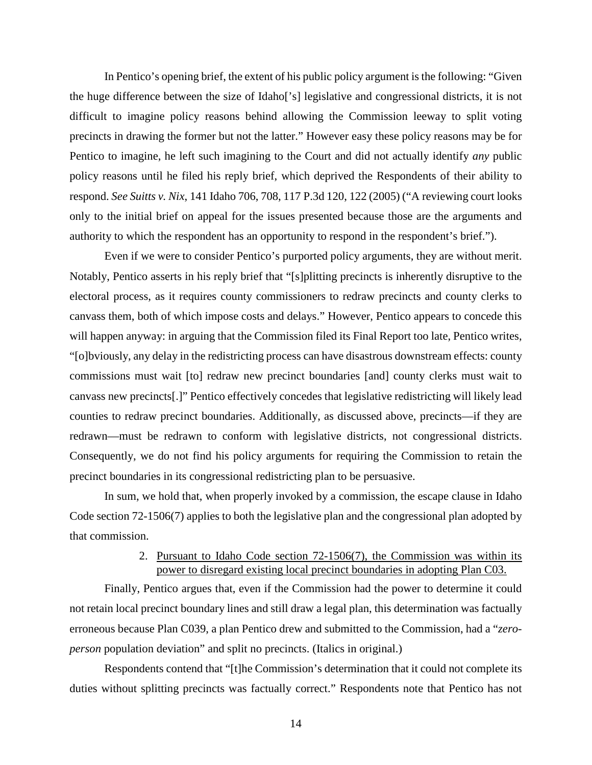In Pentico's opening brief, the extent of his public policy argument is the following: "Given the huge difference between the size of Idaho['s] legislative and congressional districts, it is not difficult to imagine policy reasons behind allowing the Commission leeway to split voting precincts in drawing the former but not the latter." However easy these policy reasons may be for Pentico to imagine, he left such imagining to the Court and did not actually identify *any* public policy reasons until he filed his reply brief, which deprived the Respondents of their ability to respond. *See Suitts v. Nix*, 141 Idaho 706, 708, 117 P.3d 120, 122 (2005) ("A reviewing court looks only to the initial brief on appeal for the issues presented because those are the arguments and authority to which the respondent has an opportunity to respond in the respondent's brief.").

Even if we were to consider Pentico's purported policy arguments, they are without merit. Notably, Pentico asserts in his reply brief that "[s]plitting precincts is inherently disruptive to the electoral process, as it requires county commissioners to redraw precincts and county clerks to canvass them, both of which impose costs and delays." However, Pentico appears to concede this will happen anyway: in arguing that the Commission filed its Final Report too late, Pentico writes, "[o]bviously, any delay in the redistricting process can have disastrous downstream effects: county commissions must wait [to] redraw new precinct boundaries [and] county clerks must wait to canvass new precincts[.]" Pentico effectively concedes that legislative redistricting will likely lead counties to redraw precinct boundaries. Additionally, as discussed above, precincts—if they are redrawn—must be redrawn to conform with legislative districts, not congressional districts. Consequently, we do not find his policy arguments for requiring the Commission to retain the precinct boundaries in its congressional redistricting plan to be persuasive.

In sum, we hold that, when properly invoked by a commission, the escape clause in Idaho Code section 72-1506(7) applies to both the legislative plan and the congressional plan adopted by that commission.

2. <u>Pursuant to Idaho Code section 72-1506(7), the Commission was within its power to disregard existing local precinct boundaries in adopting Plan C03.</u>

Finally, Pentico argues that, even if the Commission had the power to determine it could not retain local precinct boundary lines and still draw a legal plan, this determination was factually erroneous because Plan C039, a plan Pentico drew and submitted to the Commission, had a "*zero-person* population deviation" and split no precincts. (Italics in original.)

Respondents contend that "[t]he Commission's determination that it could not complete its duties without splitting precincts was factually correct." Respondents note that Pentico has not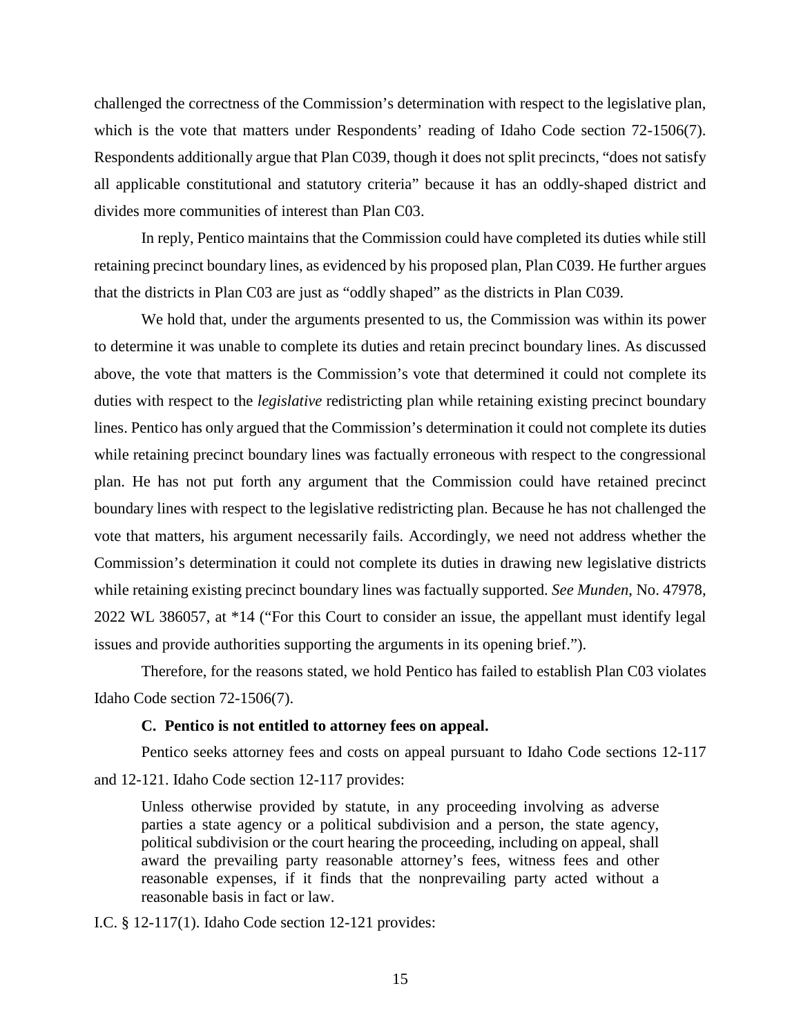challenged the correctness of the Commission's determination with respect to the legislative plan, which is the vote that matters under Respondents' reading of Idaho Code section 72-1506(7). Respondents additionally argue that Plan C039, though it does not split precincts, "does not satisfy all applicable constitutional and statutory criteria" because it has an oddly-shaped district and divides more communities of interest than Plan C03.

In reply, Pentico maintains that the Commission could have completed its duties while still retaining precinct boundary lines, as evidenced by his proposed plan, Plan C039. He further argues that the districts in Plan C03 are just as "oddly shaped" as the districts in Plan C039.

We hold that, under the arguments presented to us, the Commission was within its power to determine it was unable to complete its duties and retain precinct boundary lines. As discussed above, the vote that matters is the Commission's vote that determined it could not complete its duties with respect to the *legislative* redistricting plan while retaining existing precinct boundary lines. Pentico has only argued that the Commission's determination it could not complete its duties while retaining precinct boundary lines was factually erroneous with respect to the congressional plan. He has not put forth any argument that the Commission could have retained precinct boundary lines with respect to the legislative redistricting plan. Because he has not challenged the vote that matters, his argument necessarily fails. Accordingly, we need not address whether the Commission's determination it could not complete its duties in drawing new legislative districts while retaining existing precinct boundary lines was factually supported. *See Munden*, No. 47978, 2022 WL 386057, at *14 ("For this Court to consider an issue, the appellant must identify legal issues and provide authorities supporting the arguments in its opening brief.").

Therefore, for the reasons stated, we hold Pentico has failed to establish Plan C03 violates Idaho Code section 72-1506(7).

### C. Pentico is not entitled to attorney fees on appeal.

Pentico seeks attorney fees and costs on appeal pursuant to Idaho Code sections 12-117 and 12-121. Idaho Code section 12-117 provides:

> Unless otherwise provided by statute, in any proceeding involving as adverse parties a state agency or a political subdivision and a person, the state agency, political subdivision or the court hearing the proceeding, including on appeal, shall award the prevailing party reasonable attorney's fees, witness fees and other reasonable expenses, if it finds that the nonprevailing party acted without a reasonable basis in fact or law.

I.C. § 12-117(1). Idaho Code section 12-121 provides: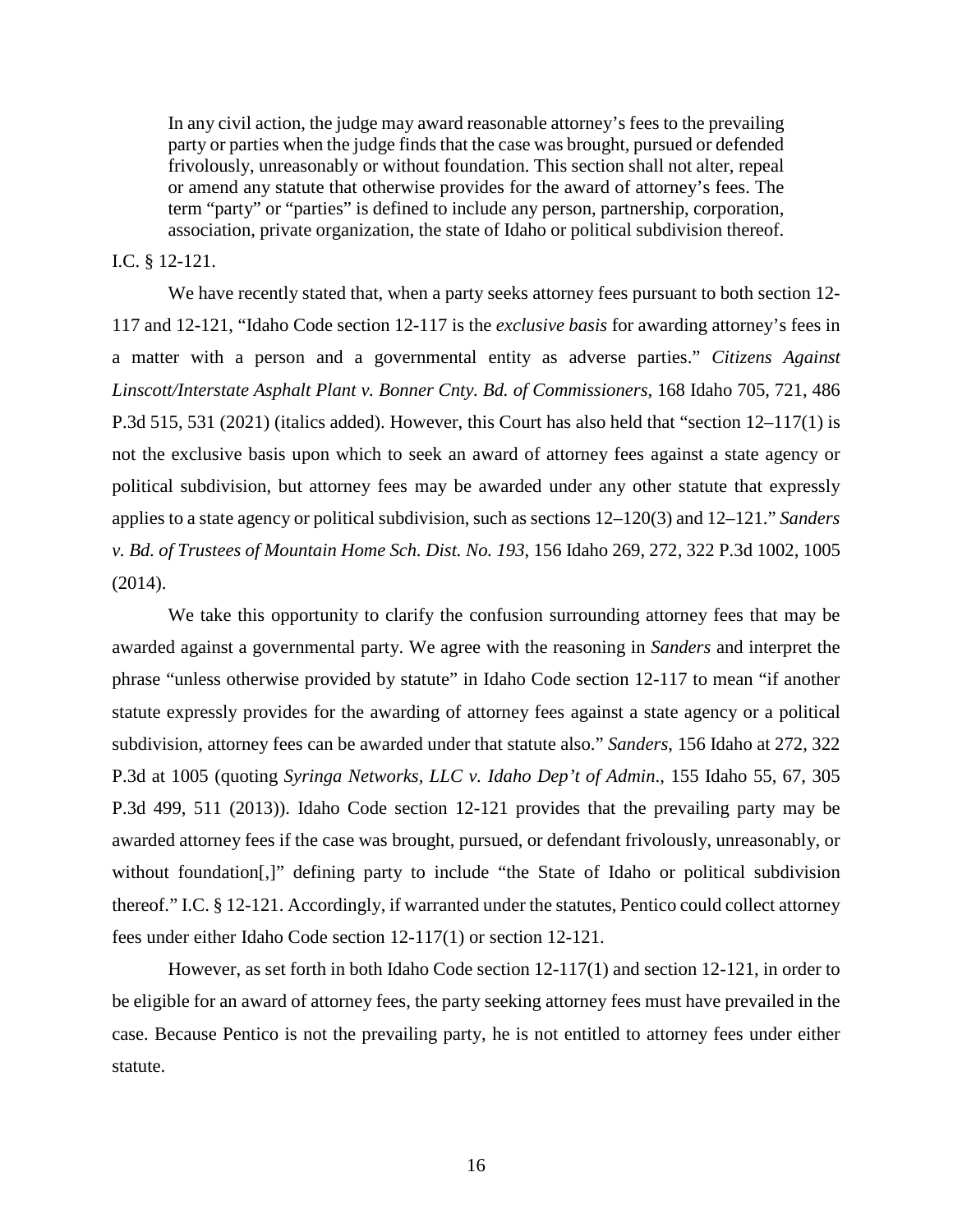> In any civil action, the judge may award reasonable attorney's fees to the prevailing party or parties when the judge finds that the case was brought, pursued or defended frivolously, unreasonably or without foundation. This section shall not alter, repeal or amend any statute that otherwise provides for the award of attorney's fees. The term "party" or "parties" is defined to include any person, partnership, corporation, association, private organization, the state of Idaho or political subdivision thereof.

I.C. § 12-121.

We have recently stated that, when a party seeks attorney fees pursuant to both section 12-117 and 12-121, "Idaho Code section 12-117 is the *exclusive basis* for awarding attorney's fees in a matter with a person and a governmental entity as adverse parties." *Citizens Against Linscott/Interstate Asphalt Plant v. Bonner Cnty. Bd. of Commissioners*, 168 Idaho 705, 721, 486 P.3d 515, 531 (2021) (italics added). However, this Court has also held that "section 12–117(1) is not the exclusive basis upon which to seek an award of attorney fees against a state agency or political subdivision, but attorney fees may be awarded under any other statute that expressly applies to a state agency or political subdivision, such as sections 12–120(3) and 12–121." *Sanders v. Bd. of Trustees of Mountain Home Sch. Dist. No. 193*, 156 Idaho 269, 272, 322 P.3d 1002, 1005 (2014).

We take this opportunity to clarify the confusion surrounding attorney fees that may be awarded against a governmental party. We agree with the reasoning in *Sanders* and interpret the phrase "unless otherwise provided by statute" in Idaho Code section 12-117 to mean "if another statute expressly provides for the awarding of attorney fees against a state agency or a political subdivision, attorney fees can be awarded under that statute also." *Sanders*, 156 Idaho at 272, 322 P.3d at 1005 (quoting *Syringa Networks, LLC v. Idaho Dep't of Admin*., 155 Idaho 55, 67, 305 P.3d 499, 511 (2013)). Idaho Code section 12-121 provides that the prevailing party may be awarded attorney fees if the case was brought, pursued, or defendant frivolously, unreasonably, or without foundation[,]" defining party to include "the State of Idaho or political subdivision thereof." I.C. § 12-121. Accordingly, if warranted under the statutes, Pentico could collect attorney fees under either Idaho Code section 12-117(1) or section 12-121.

However, as set forth in both Idaho Code section 12-117(1) and section 12-121, in order to be eligible for an award of attorney fees, the party seeking attorney fees must have prevailed in the case. Because Pentico is not the prevailing party, he is not entitled to attorney fees under either statute.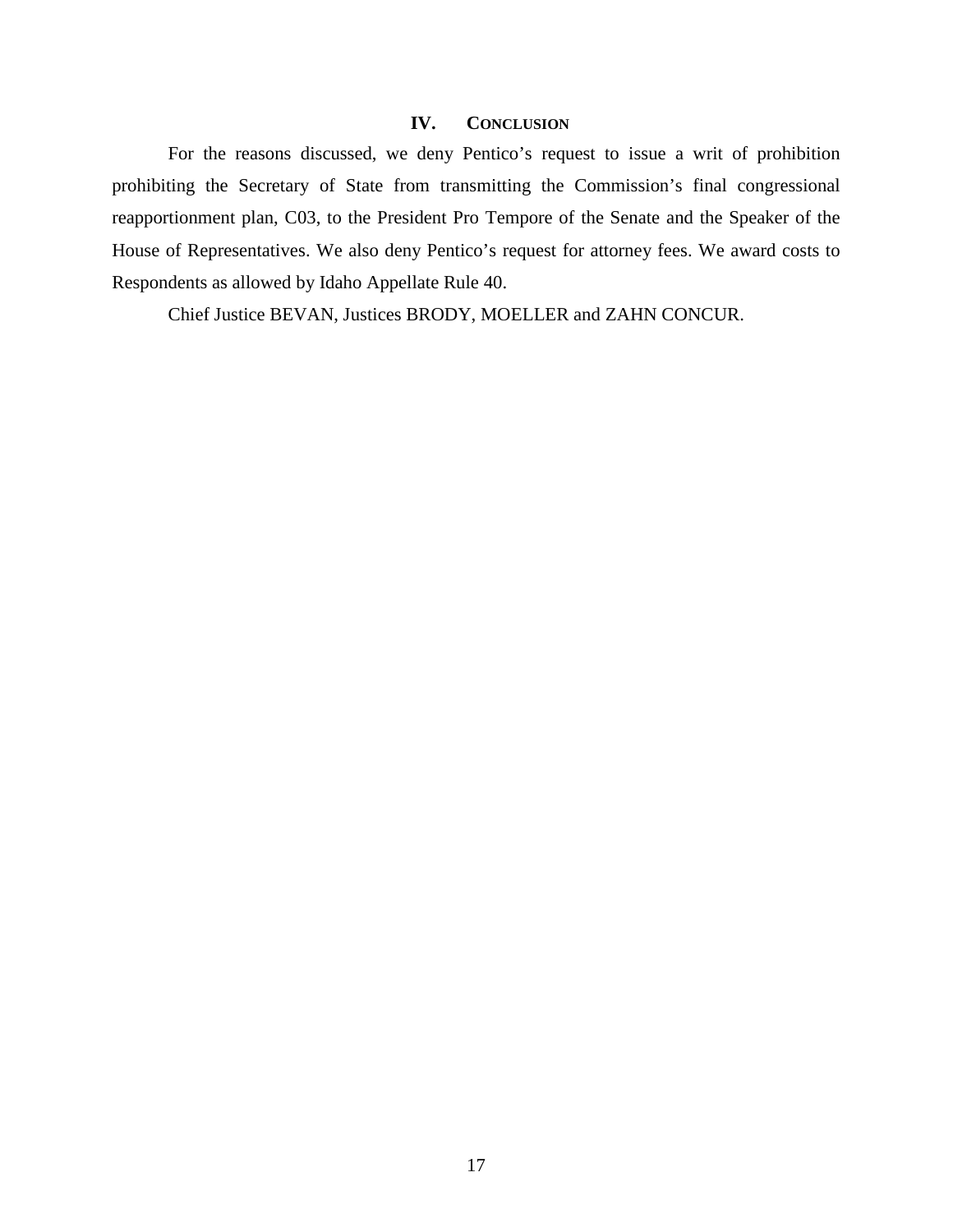## IV. CONCLUSION

For the reasons discussed, we deny Pentico's request to issue a writ of prohibition prohibiting the Secretary of State from transmitting the Commission's final congressional reapportionment plan, C03, to the President Pro Tempore of the Senate and the Speaker of the House of Representatives. We also deny Pentico's request for attorney fees. We award costs to Respondents as allowed by Idaho Appellate Rule 40.

Chief Justice BEVAN, Justices BRODY, MOELLER and ZAHN CONCUR.